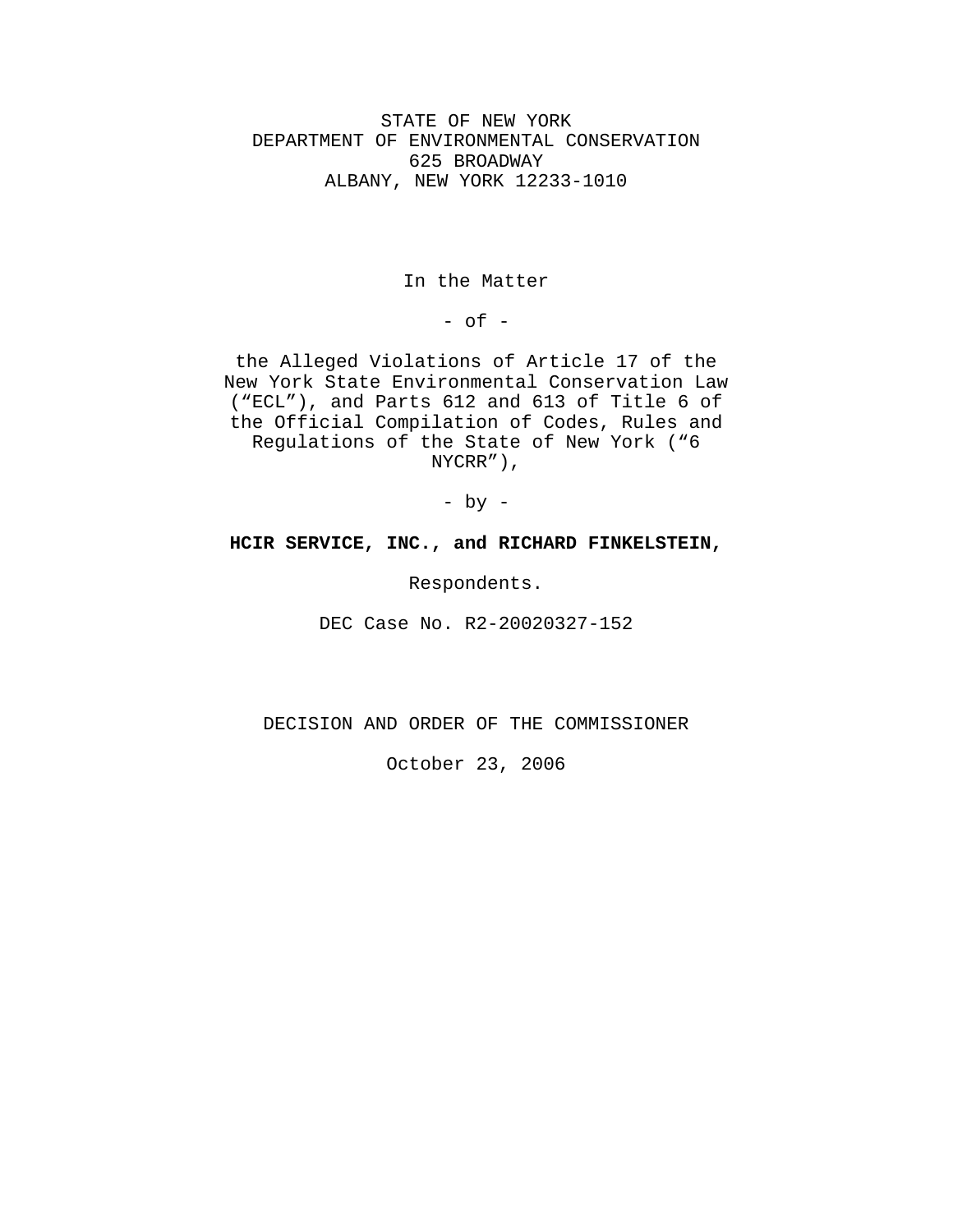STATE OF NEW YORK
DEPARTMENT OF ENVIRONMENTAL CONSERVATION
625 BROADWAY
ALBANY, NEW YORK 12233-1010

In the Matter

- of -

the Alleged Violations of Article 17 of the New York State Environmental Conservation Law ("ECL"), and Parts 612 and 613 of Title 6 of the Official Compilation of Codes, Rules and Regulations of the State of New York ("6 NYCRR"),

- by -

**HCIR SERVICE, INC., and RICHARD FINKELSTEIN,**

Respondents.

DEC Case No. R2-20020327-152

DECISION AND ORDER OF THE COMMISSIONER

October 23, 2006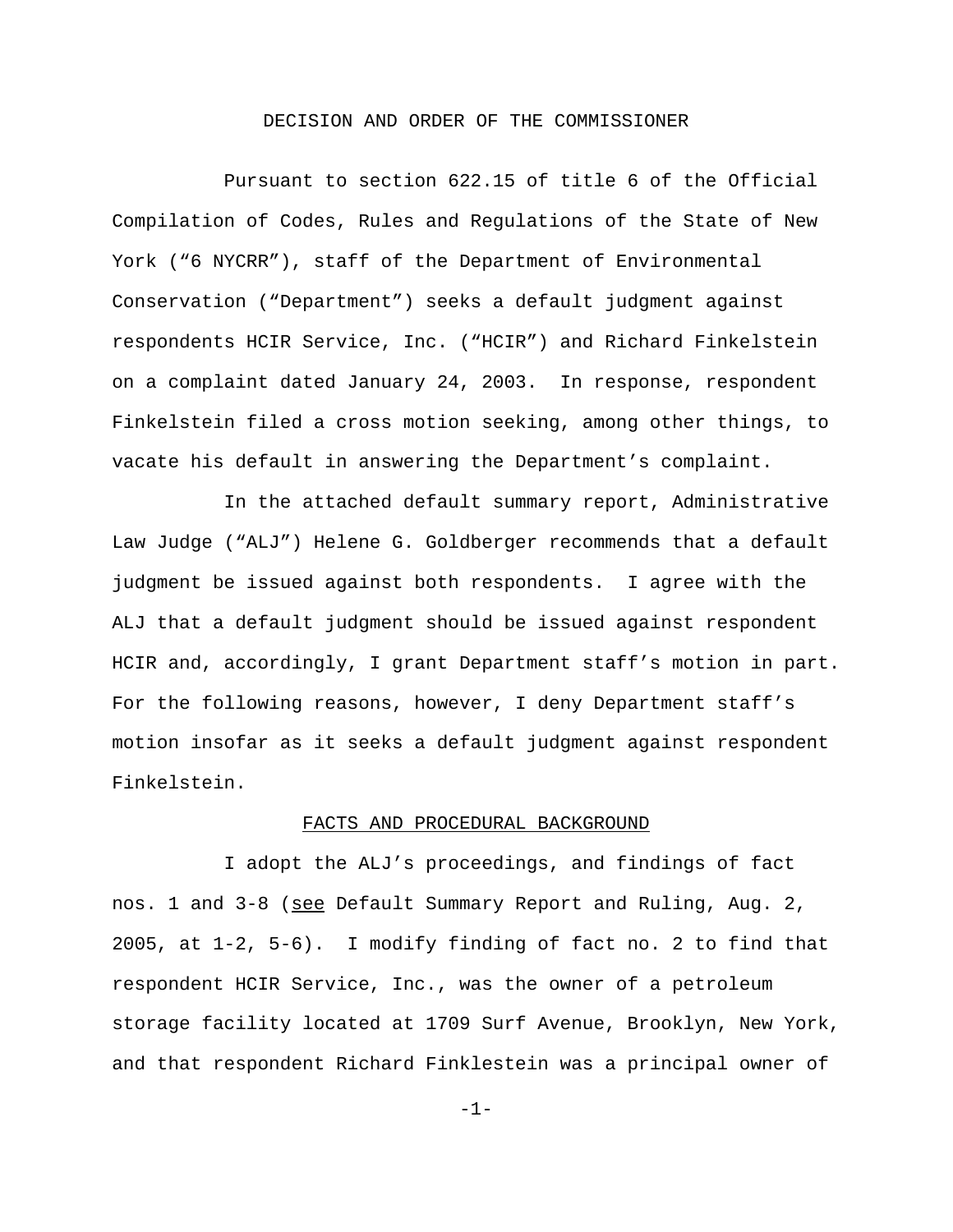DECISION AND ORDER OF THE COMMISSIONER

Pursuant to section 622.15 of title 6 of the Official Compilation of Codes, Rules and Regulations of the State of New York ("6 NYCRR"), staff of the Department of Environmental Conservation ("Department") seeks a default judgment against respondents HCIR Service, Inc. ("HCIR") and Richard Finkelstein on a complaint dated January 24, 2003. In response, respondent Finkelstein filed a cross motion seeking, among other things, to vacate his default in answering the Department's complaint.

In the attached default summary report, Administrative Law Judge ("ALJ") Helene G. Goldberger recommends that a default judgment be issued against both respondents. I agree with the ALJ that a default judgment should be issued against respondent HCIR and, accordingly, I grant Department staff's motion in part. For the following reasons, however, I deny Department staff's motion insofar as it seeks a default judgment against respondent Finkelstein.

## FACTS AND PROCEDURAL BACKGROUND

I adopt the ALJ's proceedings, and findings of fact nos. 1 and 3-8 (see Default Summary Report and Ruling, Aug. 2, 2005, at 1-2, 5-6). I modify finding of fact no. 2 to find that respondent HCIR Service, Inc., was the owner of a petroleum storage facility located at 1709 Surf Avenue, Brooklyn, New York, and that respondent Richard Finklestein was a principal owner of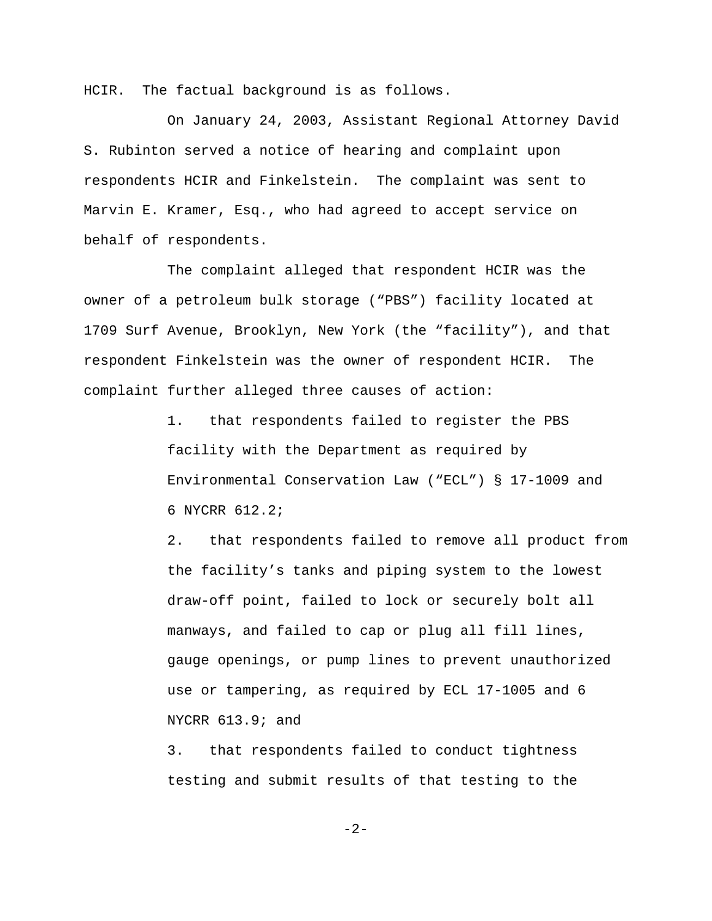HCIR. The factual background is as follows.

On January 24, 2003, Assistant Regional Attorney David S. Rubinton served a notice of hearing and complaint upon respondents HCIR and Finkelstein. The complaint was sent to Marvin E. Kramer, Esq., who had agreed to accept service on behalf of respondents.

The complaint alleged that respondent HCIR was the owner of a petroleum bulk storage ("PBS") facility located at 1709 Surf Avenue, Brooklyn, New York (the "facility"), and that respondent Finkelstein was the owner of respondent HCIR. The complaint further alleged three causes of action:

1. that respondents failed to register the PBS facility with the Department as required by Environmental Conservation Law ("ECL") § 17-1009 and 6 NYCRR 612.2;

2. that respondents failed to remove all product from the facility's tanks and piping system to the lowest draw-off point, failed to lock or securely bolt all manways, and failed to cap or plug all fill lines, gauge openings, or pump lines to prevent unauthorized use or tampering, as required by ECL 17-1005 and 6 NYCRR 613.9; and

3. that respondents failed to conduct tightness testing and submit results of that testing to the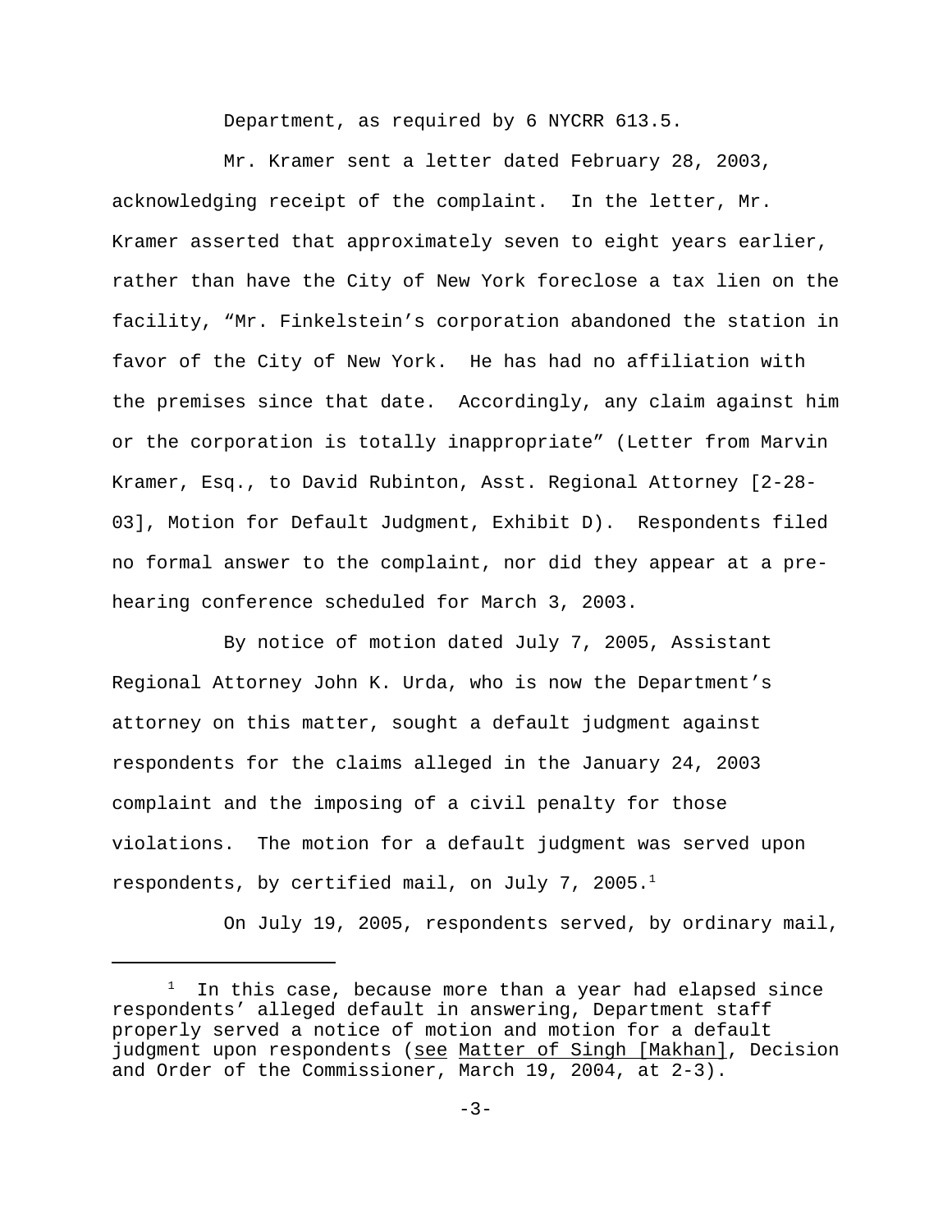Department, as required by 6 NYCRR 613.5.

Mr. Kramer sent a letter dated February 28, 2003, acknowledging receipt of the complaint. In the letter, Mr. Kramer asserted that approximately seven to eight years earlier, rather than have the City of New York foreclose a tax lien on the facility, "Mr. Finkelstein's corporation abandoned the station in favor of the City of New York. He has had no affiliation with the premises since that date. Accordingly, any claim against him or the corporation is totally inappropriate" (Letter from Marvin Kramer, Esq., to David Rubinton, Asst. Regional Attorney [2-28-03], Motion for Default Judgment, Exhibit D). Respondents filed no formal answer to the complaint, nor did they appear at a pre-hearing conference scheduled for March 3, 2003.

By notice of motion dated July 7, 2005, Assistant Regional Attorney John K. Urda, who is now the Department's attorney on this matter, sought a default judgment against respondents for the claims alleged in the January 24, 2003 complaint and the imposing of a civil penalty for those violations. The motion for a default judgment was served upon respondents, by certified mail, on July 7, 2005.[1]

On July 19, 2005, respondents served, by ordinary mail,

---

[1] In this case, because more than a year had elapsed since respondents' alleged default in answering, Department staff properly served a notice of motion and motion for a default judgment upon respondents (see Matter of Singh [Makhan], Decision and Order of the Commissioner, March 19, 2004, at 2-3).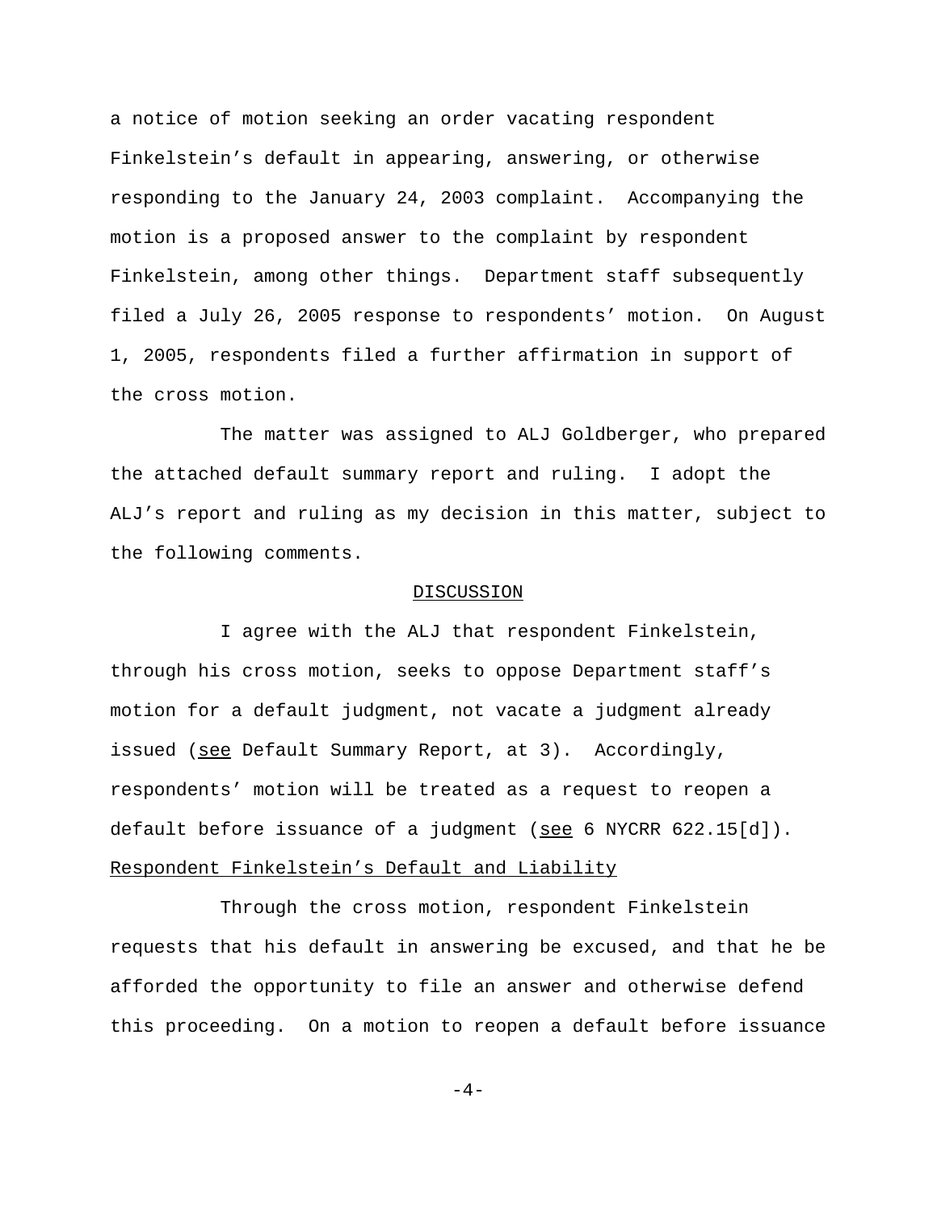a notice of motion seeking an order vacating respondent Finkelstein's default in appearing, answering, or otherwise responding to the January 24, 2003 complaint. Accompanying the motion is a proposed answer to the complaint by respondent Finkelstein, among other things. Department staff subsequently filed a July 26, 2005 response to respondents' motion. On August 1, 2005, respondents filed a further affirmation in support of the cross motion.

The matter was assigned to ALJ Goldberger, who prepared the attached default summary report and ruling. I adopt the ALJ's report and ruling as my decision in this matter, subject to the following comments.

## DISCUSSION

I agree with the ALJ that respondent Finkelstein, through his cross motion, seeks to oppose Department staff's motion for a default judgment, not vacate a judgment already issued (*see* Default Summary Report, at 3). Accordingly, respondents' motion will be treated as a request to reopen a default before issuance of a judgment (*see* 6 NYCRR 622.15[d]).

### Respondent Finkelstein's Default and Liability

Through the cross motion, respondent Finkelstein requests that his default in answering be excused, and that he be afforded the opportunity to file an answer and otherwise defend this proceeding. On a motion to reopen a default before issuance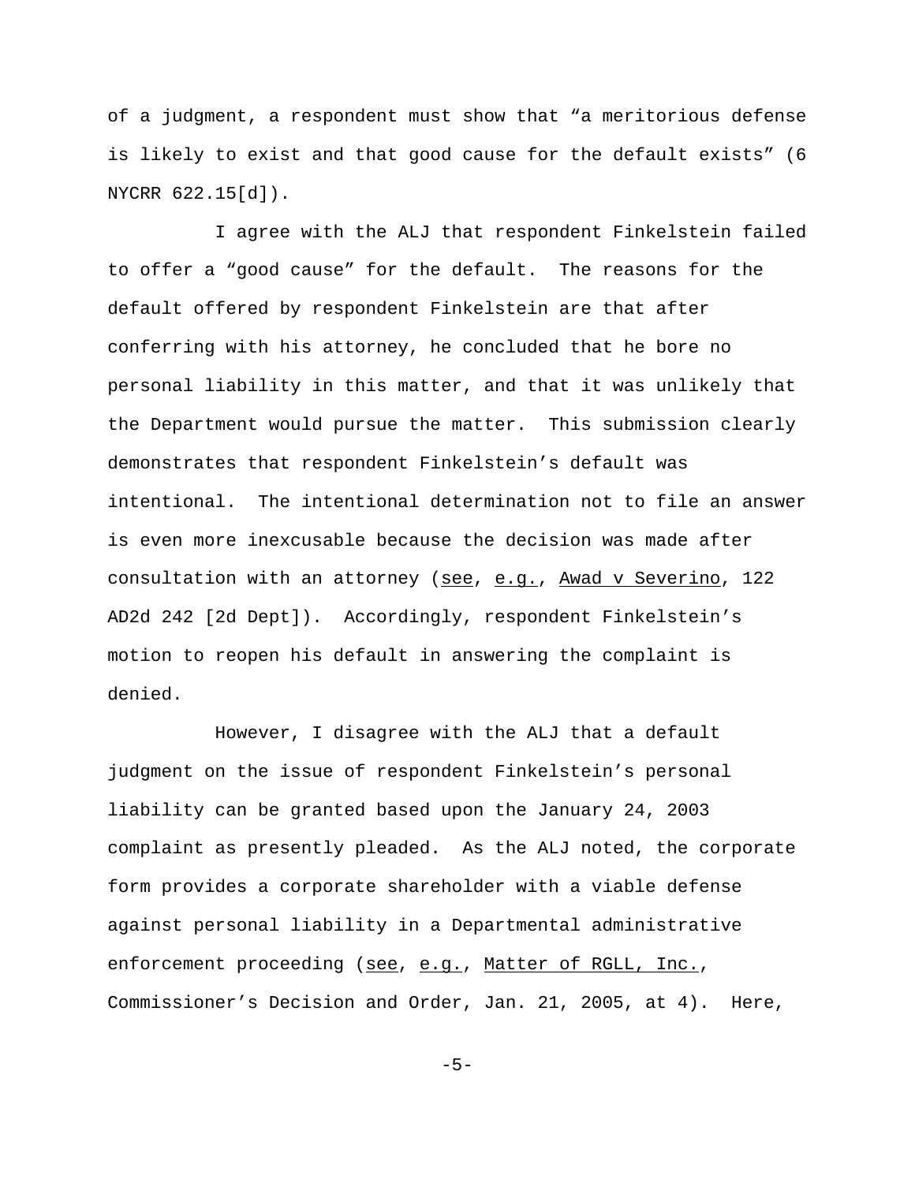of a judgment, a respondent must show that "a meritorious defense is likely to exist and that good cause for the default exists" (6 NYCRR 622.15[d]).

I agree with the ALJ that respondent Finkelstein failed to offer a "good cause" for the default. The reasons for the default offered by respondent Finkelstein are that after conferring with his attorney, he concluded that he bore no personal liability in this matter, and that it was unlikely that the Department would pursue the matter. This submission clearly demonstrates that respondent Finkelstein's default was intentional. The intentional determination not to file an answer is even more inexcusable because the decision was made after consultation with an attorney (see, e.g., Awad v Severino, 122 AD2d 242 [2d Dept]). Accordingly, respondent Finkelstein's motion to reopen his default in answering the complaint is denied.

However, I disagree with the ALJ that a default judgment on the issue of respondent Finkelstein's personal liability can be granted based upon the January 24, 2003 complaint as presently pleaded. As the ALJ noted, the corporate form provides a corporate shareholder with a viable defense against personal liability in a Departmental administrative enforcement proceeding (see, e.g., Matter of RGLL, Inc., Commissioner's Decision and Order, Jan. 21, 2005, at 4). Here,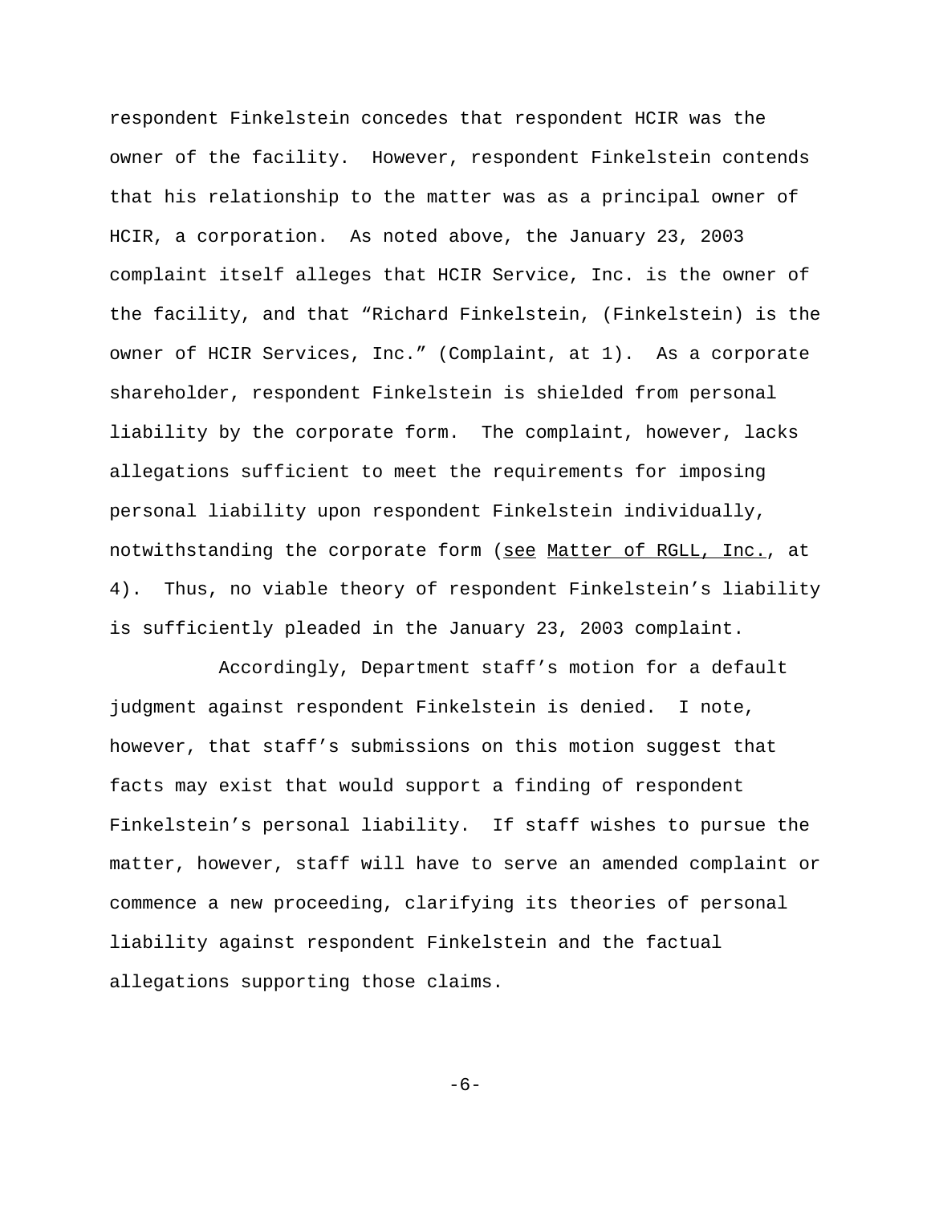respondent Finkelstein concedes that respondent HCIR was the owner of the facility. However, respondent Finkelstein contends that his relationship to the matter was as a principal owner of HCIR, a corporation. As noted above, the January 23, 2003 complaint itself alleges that HCIR Service, Inc. is the owner of the facility, and that "Richard Finkelstein, (Finkelstein) is the owner of HCIR Services, Inc." (Complaint, at 1). As a corporate shareholder, respondent Finkelstein is shielded from personal liability by the corporate form. The complaint, however, lacks allegations sufficient to meet the requirements for imposing personal liability upon respondent Finkelstein individually, notwithstanding the corporate form (see Matter of RGLL, Inc., at 4). Thus, no viable theory of respondent Finkelstein's liability is sufficiently pleaded in the January 23, 2003 complaint.

Accordingly, Department staff's motion for a default judgment against respondent Finkelstein is denied. I note, however, that staff's submissions on this motion suggest that facts may exist that would support a finding of respondent Finkelstein's personal liability. If staff wishes to pursue the matter, however, staff will have to serve an amended complaint or commence a new proceeding, clarifying its theories of personal liability against respondent Finkelstein and the factual allegations supporting those claims.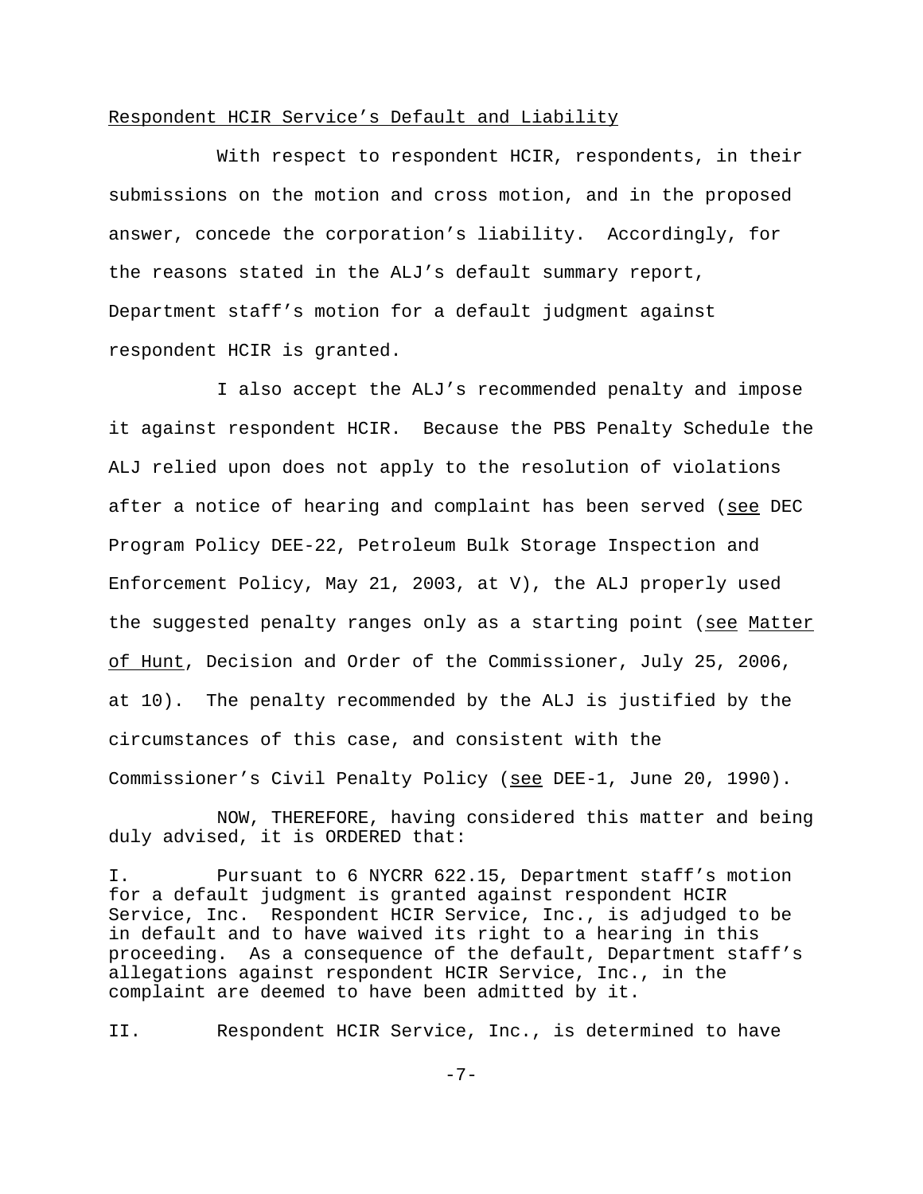Respondent HCIR Service's Default and Liability

With respect to respondent HCIR, respondents, in their submissions on the motion and cross motion, and in the proposed answer, concede the corporation's liability. Accordingly, for the reasons stated in the ALJ's default summary report, Department staff's motion for a default judgment against respondent HCIR is granted.

I also accept the ALJ's recommended penalty and impose it against respondent HCIR. Because the PBS Penalty Schedule the ALJ relied upon does not apply to the resolution of violations after a notice of hearing and complaint has been served (see DEC Program Policy DEE-22, Petroleum Bulk Storage Inspection and Enforcement Policy, May 21, 2003, at V), the ALJ properly used the suggested penalty ranges only as a starting point (see Matter of Hunt, Decision and Order of the Commissioner, July 25, 2006, at 10). The penalty recommended by the ALJ is justified by the circumstances of this case, and consistent with the Commissioner's Civil Penalty Policy (see DEE-1, June 20, 1990).

NOW, THEREFORE, having considered this matter and being duly advised, it is ORDERED that:

I. Pursuant to 6 NYCRR 622.15, Department staff's motion for a default judgment is granted against respondent HCIR Service, Inc. Respondent HCIR Service, Inc., is adjudged to be in default and to have waived its right to a hearing in this proceeding. As a consequence of the default, Department staff's allegations against respondent HCIR Service, Inc., in the complaint are deemed to have been admitted by it.

II. Respondent HCIR Service, Inc., is determined to have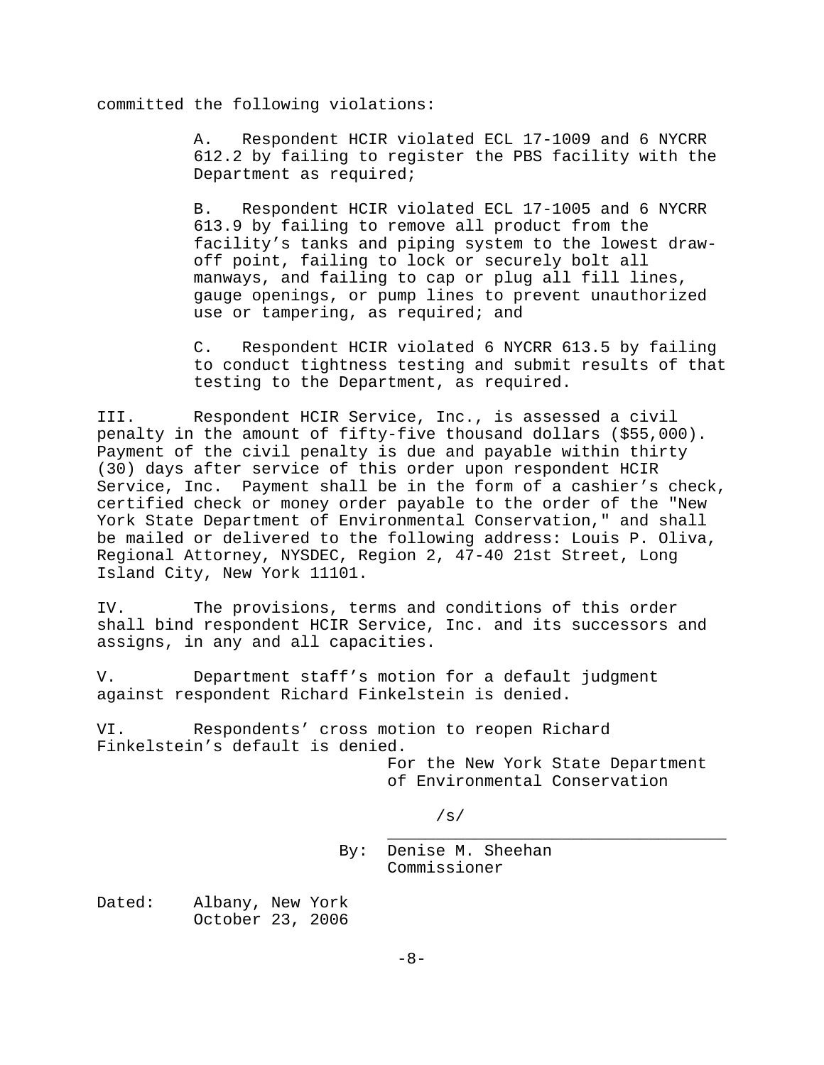committed the following violations:

> A. Respondent HCIR violated ECL 17-1009 and 6 NYCRR 612.2 by failing to register the PBS facility with the Department as required;
>
> B. Respondent HCIR violated ECL 17-1005 and 6 NYCRR 613.9 by failing to remove all product from the facility's tanks and piping system to the lowest draw-off point, failing to lock or securely bolt all manways, and failing to cap or plug all fill lines, gauge openings, or pump lines to prevent unauthorized use or tampering, as required; and
>
> C. Respondent HCIR violated 6 NYCRR 613.5 by failing to conduct tightness testing and submit results of that testing to the Department, as required.

III. Respondent HCIR Service, Inc., is assessed a civil penalty in the amount of fifty-five thousand dollars ($55,000). Payment of the civil penalty is due and payable within thirty (30) days after service of this order upon respondent HCIR Service, Inc. Payment shall be in the form of a cashier's check, certified check or money order payable to the order of the "New York State Department of Environmental Conservation," and shall be mailed or delivered to the following address: Louis P. Oliva, Regional Attorney, NYSDEC, Region 2, 47-40 21st Street, Long Island City, New York 11101.

IV. The provisions, terms and conditions of this order shall bind respondent HCIR Service, Inc. and its successors and assigns, in any and all capacities.

V. Department staff's motion for a default judgment against respondent Richard Finkelstein is denied.

VI. Respondents' cross motion to reopen Richard Finkelstein's default is denied.

For the New York State Department of Environmental Conservation

/s/

By: Denise M. Sheehan
Commissioner

Dated: Albany, New York
October 23, 2006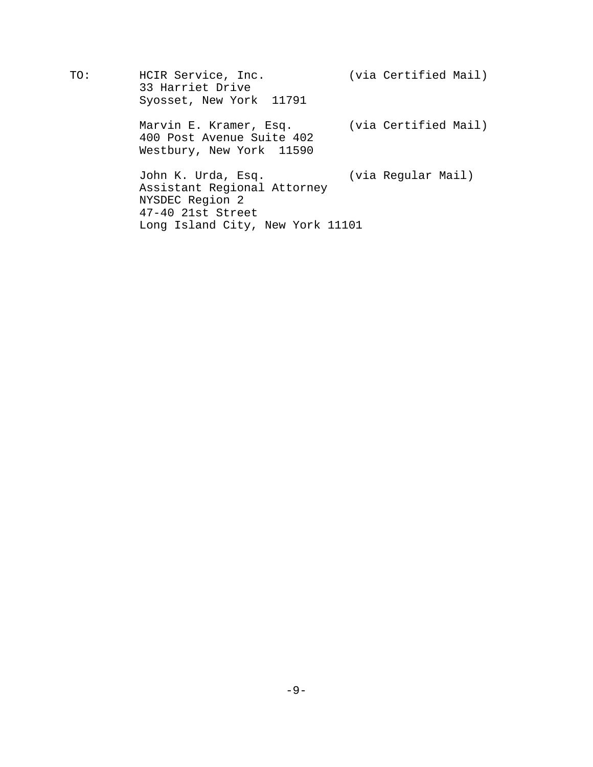TO: HCIR Service, Inc. (via Certified Mail)
33 Harriet Drive
Syosset, New York 11791

Marvin E. Kramer, Esq. (via Certified Mail)
400 Post Avenue Suite 402
Westbury, New York 11590

John K. Urda, Esq. (via Regular Mail)
Assistant Regional Attorney
NYSDEC Region 2
47-40 21st Street
Long Island City, New York 11101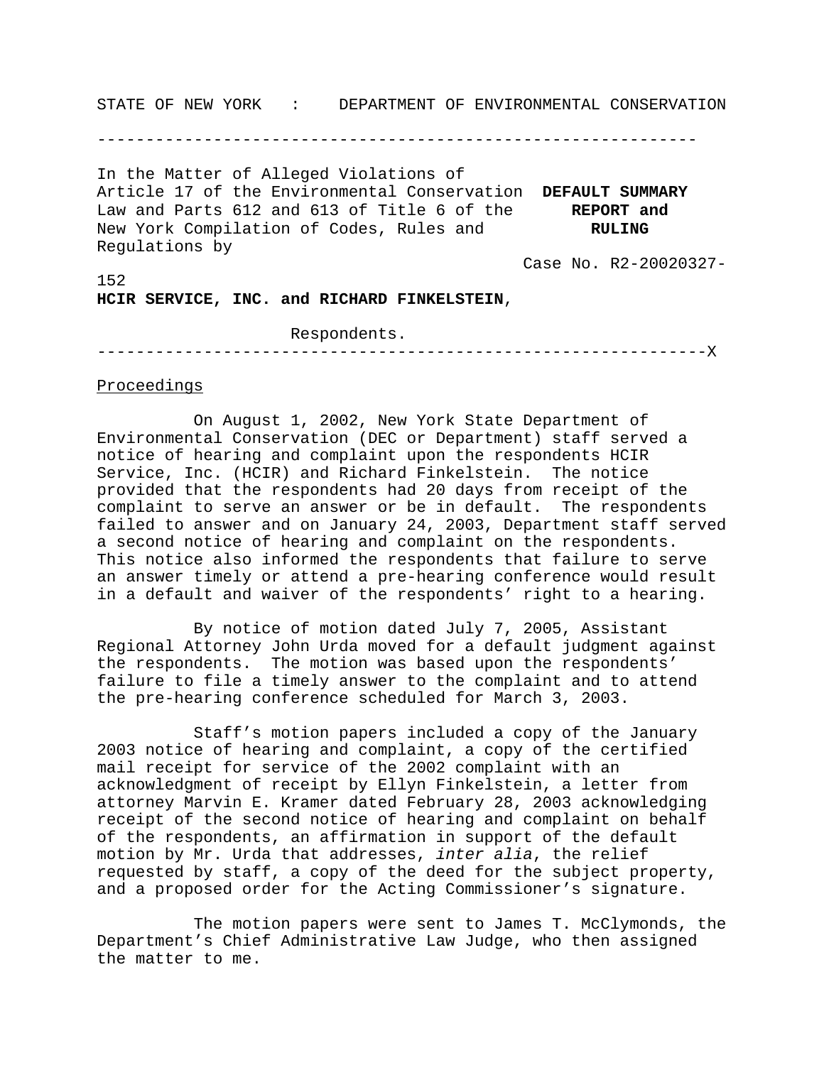STATE OF NEW YORK : DEPARTMENT OF ENVIRONMENTAL CONSERVATION

---

In the Matter of Alleged Violations of Article 17 of the Environmental Conservation Law and Parts 612 and 613 of Title 6 of the New York Compilation of Codes, Rules and Regulations by

**HCIR SERVICE, INC. and RICHARD FINKELSTEIN**,

Respondents.

**DEFAULT SUMMARY REPORT and RULING**

Case No. R2-20020327-152

---

## Proceedings

On August 1, 2002, New York State Department of Environmental Conservation (DEC or Department) staff served a notice of hearing and complaint upon the respondents HCIR Service, Inc. (HCIR) and Richard Finkelstein. The notice provided that the respondents had 20 days from receipt of the complaint to serve an answer or be in default. The respondents failed to answer and on January 24, 2003, Department staff served a second notice of hearing and complaint on the respondents. This notice also informed the respondents that failure to serve an answer timely or attend a pre-hearing conference would result in a default and waiver of the respondents' right to a hearing.

By notice of motion dated July 7, 2005, Assistant Regional Attorney John Urda moved for a default judgment against the respondents. The motion was based upon the respondents' failure to file a timely answer to the complaint and to attend the pre-hearing conference scheduled for March 3, 2003.

Staff's motion papers included a copy of the January 2003 notice of hearing and complaint, a copy of the certified mail receipt for service of the 2002 complaint with an acknowledgment of receipt by Ellyn Finkelstein, a letter from attorney Marvin E. Kramer dated February 28, 2003 acknowledging receipt of the second notice of hearing and complaint on behalf of the respondents, an affirmation in support of the default motion by Mr. Urda that addresses, *inter alia*, the relief requested by staff, a copy of the deed for the subject property, and a proposed order for the Acting Commissioner's signature.

The motion papers were sent to James T. McClymonds, the Department's Chief Administrative Law Judge, who then assigned the matter to me.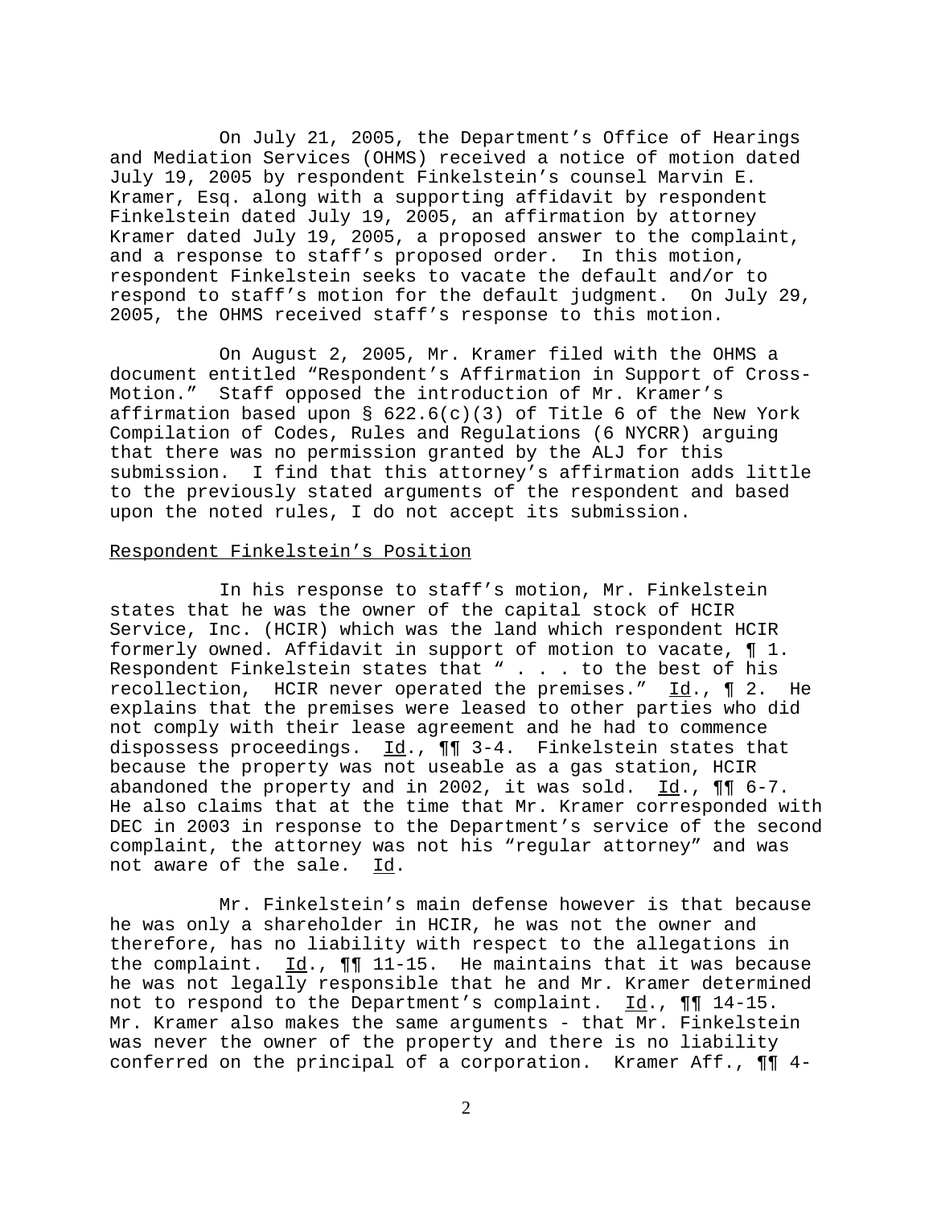On July 21, 2005, the Department's Office of Hearings and Mediation Services (OHMS) received a notice of motion dated July 19, 2005 by respondent Finkelstein's counsel Marvin E. Kramer, Esq. along with a supporting affidavit by respondent Finkelstein dated July 19, 2005, an affirmation by attorney Kramer dated July 19, 2005, a proposed answer to the complaint, and a response to staff's proposed order. In this motion, respondent Finkelstein seeks to vacate the default and/or to respond to staff's motion for the default judgment. On July 29, 2005, the OHMS received staff's response to this motion.

On August 2, 2005, Mr. Kramer filed with the OHMS a document entitled "Respondent's Affirmation in Support of Cross-Motion." Staff opposed the introduction of Mr. Kramer's affirmation based upon § 622.6(c)(3) of Title 6 of the New York Compilation of Codes, Rules and Regulations (6 NYCRR) arguing that there was no permission granted by the ALJ for this submission. I find that this attorney's affirmation adds little to the previously stated arguments of the respondent and based upon the noted rules, I do not accept its submission.

Respondent Finkelstein's Position

In his response to staff's motion, Mr. Finkelstein states that he was the owner of the capital stock of HCIR Service, Inc. (HCIR) which was the land which respondent HCIR formerly owned. Affidavit in support of motion to vacate, ¶ 1. Respondent Finkelstein states that " . . . to the best of his recollection, HCIR never operated the premises." Id., ¶ 2. He explains that the premises were leased to other parties who did not comply with their lease agreement and he had to commence dispossess proceedings. Id., ¶¶ 3-4. Finkelstein states that because the property was not useable as a gas station, HCIR abandoned the property and in 2002, it was sold. Id., ¶¶ 6-7. He also claims that at the time that Mr. Kramer corresponded with DEC in 2003 in response to the Department's service of the second complaint, the attorney was not his "regular attorney" and was not aware of the sale. Id.

Mr. Finkelstein's main defense however is that because he was only a shareholder in HCIR, he was not the owner and therefore, has no liability with respect to the allegations in the complaint. Id., ¶¶ 11-15. He maintains that it was because he was not legally responsible that he and Mr. Kramer determined not to respond to the Department's complaint. Id., ¶¶ 14-15. Mr. Kramer also makes the same arguments - that Mr. Finkelstein was never the owner of the property and there is no liability conferred on the principal of a corporation. Kramer Aff., ¶¶ 4-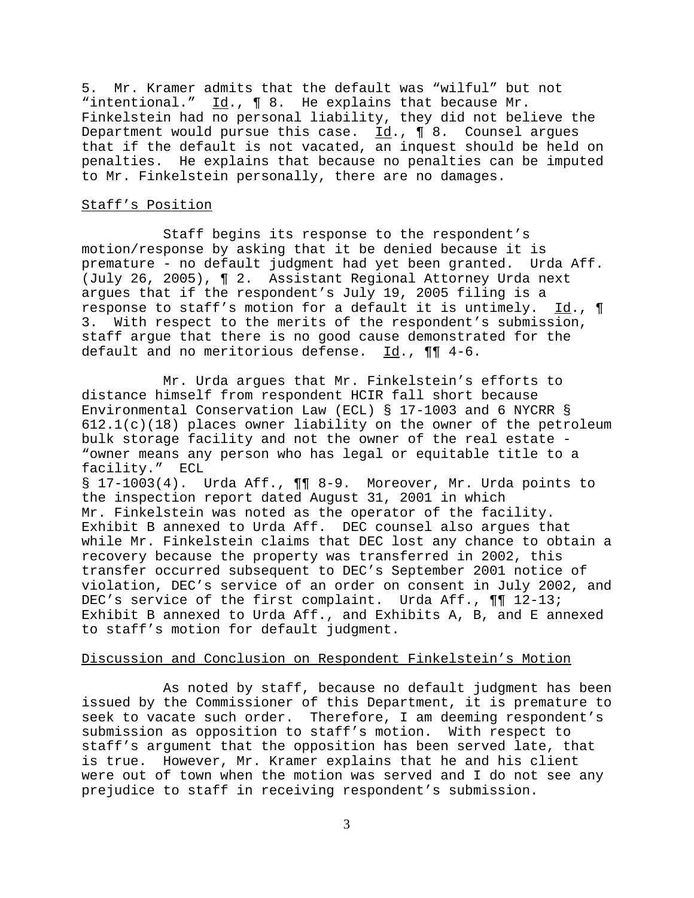5. Mr. Kramer admits that the default was "wilful" but not "intentional." Id., ¶ 8. He explains that because Mr. Finkelstein had no personal liability, they did not believe the Department would pursue this case. Id., ¶ 8. Counsel argues that if the default is not vacated, an inquest should be held on penalties. He explains that because no penalties can be imputed to Mr. Finkelstein personally, there are no damages.

Staff's Position

Staff begins its response to the respondent's motion/response by asking that it be denied because it is premature - no default judgment had yet been granted. Urda Aff. (July 26, 2005), ¶ 2. Assistant Regional Attorney Urda next argues that if the respondent's July 19, 2005 filing is a response to staff's motion for a default it is untimely. Id., ¶ 3. With respect to the merits of the respondent's submission, staff argue that there is no good cause demonstrated for the default and no meritorious defense. Id., ¶¶ 4-6.

Mr. Urda argues that Mr. Finkelstein's efforts to distance himself from respondent HCIR fall short because Environmental Conservation Law (ECL) § 17-1003 and 6 NYCRR § 612.1(c)(18) places owner liability on the owner of the petroleum bulk storage facility and not the owner of the real estate - "owner means any person who has legal or equitable title to a facility." ECL § 17-1003(4). Urda Aff., ¶¶ 8-9. Moreover, Mr. Urda points to the inspection report dated August 31, 2001 in which Mr. Finkelstein was noted as the operator of the facility. Exhibit B annexed to Urda Aff. DEC counsel also argues that while Mr. Finkelstein claims that DEC lost any chance to obtain a recovery because the property was transferred in 2002, this transfer occurred subsequent to DEC's September 2001 notice of violation, DEC's service of an order on consent in July 2002, and DEC's service of the first complaint. Urda Aff., ¶¶ 12-13; Exhibit B annexed to Urda Aff., and Exhibits A, B, and E annexed to staff's motion for default judgment.

Discussion and Conclusion on Respondent Finkelstein's Motion

As noted by staff, because no default judgment has been issued by the Commissioner of this Department, it is premature to seek to vacate such order. Therefore, I am deeming respondent's submission as opposition to staff's motion. With respect to staff's argument that the opposition has been served late, that is true. However, Mr. Kramer explains that he and his client were out of town when the motion was served and I do not see any prejudice to staff in receiving respondent's submission.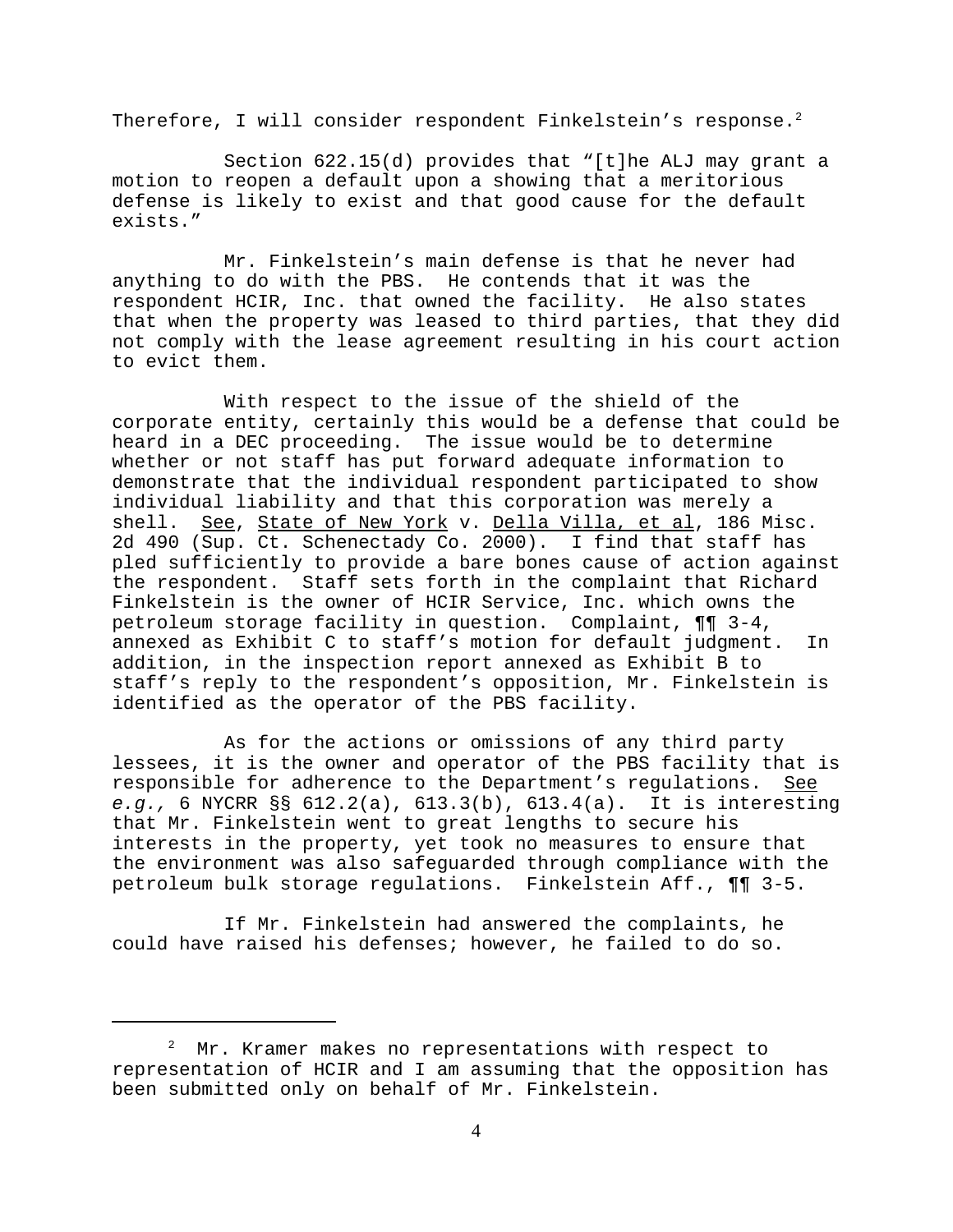Therefore, I will consider respondent Finkelstein's response.[2]

Section 622.15(d) provides that "[t]he ALJ may grant a motion to reopen a default upon a showing that a meritorious defense is likely to exist and that good cause for the default exists."

Mr. Finkelstein's main defense is that he never had anything to do with the PBS. He contends that it was the respondent HCIR, Inc. that owned the facility. He also states that when the property was leased to third parties, that they did not comply with the lease agreement resulting in his court action to evict them.

With respect to the issue of the shield of the corporate entity, certainly this would be a defense that could be heard in a DEC proceeding. The issue would be to determine whether or not staff has put forward adequate information to demonstrate that the individual respondent participated to show individual liability and that this corporation was merely a shell. See, State of New York v. Della Villa, et al, 186 Misc. 2d 490 (Sup. Ct. Schenectady Co. 2000). I find that staff has pled sufficiently to provide a bare bones cause of action against the respondent. Staff sets forth in the complaint that Richard Finkelstein is the owner of HCIR Service, Inc. which owns the petroleum storage facility in question. Complaint, ¶¶ 3-4, annexed as Exhibit C to staff's motion for default judgment. In addition, in the inspection report annexed as Exhibit B to staff's reply to the respondent's opposition, Mr. Finkelstein is identified as the operator of the PBS facility.

As for the actions or omissions of any third party lessees, it is the owner and operator of the PBS facility that is responsible for adherence to the Department's regulations. See *e.g.,* 6 NYCRR §§ 612.2(a), 613.3(b), 613.4(a). It is interesting that Mr. Finkelstein went to great lengths to secure his interests in the property, yet took no measures to ensure that the environment was also safeguarded through compliance with the petroleum bulk storage regulations. Finkelstein Aff., ¶¶ 3-5.

If Mr. Finkelstein had answered the complaints, he could have raised his defenses; however, he failed to do so.

---

[2] Mr. Kramer makes no representations with respect to representation of HCIR and I am assuming that the opposition has been submitted only on behalf of Mr. Finkelstein.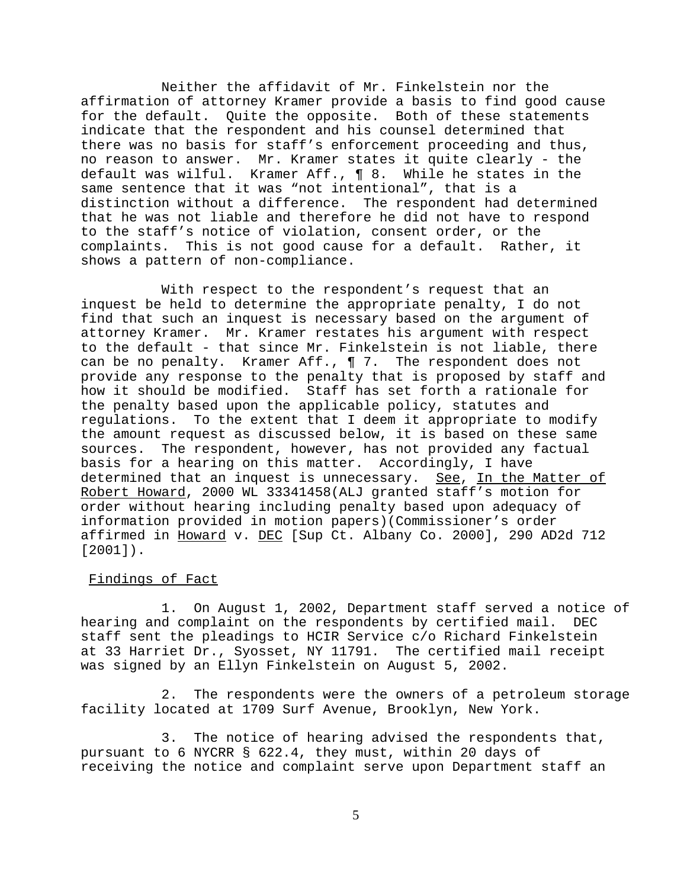Neither the affidavit of Mr. Finkelstein nor the affirmation of attorney Kramer provide a basis to find good cause for the default. Quite the opposite. Both of these statements indicate that the respondent and his counsel determined that there was no basis for staff's enforcement proceeding and thus, no reason to answer. Mr. Kramer states it quite clearly - the default was wilful. Kramer Aff., ¶ 8. While he states in the same sentence that it was "not intentional", that is a distinction without a difference. The respondent had determined that he was not liable and therefore he did not have to respond to the staff's notice of violation, consent order, or the complaints. This is not good cause for a default. Rather, it shows a pattern of non-compliance.

With respect to the respondent's request that an inquest be held to determine the appropriate penalty, I do not find that such an inquest is necessary based on the argument of attorney Kramer. Mr. Kramer restates his argument with respect to the default - that since Mr. Finkelstein is not liable, there can be no penalty. Kramer Aff., ¶ 7. The respondent does not provide any response to the penalty that is proposed by staff and how it should be modified. Staff has set forth a rationale for the penalty based upon the applicable policy, statutes and regulations. To the extent that I deem it appropriate to modify the amount request as discussed below, it is based on these same sources. The respondent, however, has not provided any factual basis for a hearing on this matter. Accordingly, I have determined that an inquest is unnecessary. See, In the Matter of Robert Howard, 2000 WL 33341458(ALJ granted staff's motion for order without hearing including penalty based upon adequacy of information provided in motion papers)(Commissioner's order affirmed in Howard v. DEC [Sup Ct. Albany Co. 2000], 290 AD2d 712 [2001]).

## Findings of Fact

1. On August 1, 2002, Department staff served a notice of hearing and complaint on the respondents by certified mail. DEC staff sent the pleadings to HCIR Service c/o Richard Finkelstein at 33 Harriet Dr., Syosset, NY 11791. The certified mail receipt was signed by an Ellyn Finkelstein on August 5, 2002.

2. The respondents were the owners of a petroleum storage facility located at 1709 Surf Avenue, Brooklyn, New York.

3. The notice of hearing advised the respondents that, pursuant to 6 NYCRR § 622.4, they must, within 20 days of receiving the notice and complaint serve upon Department staff an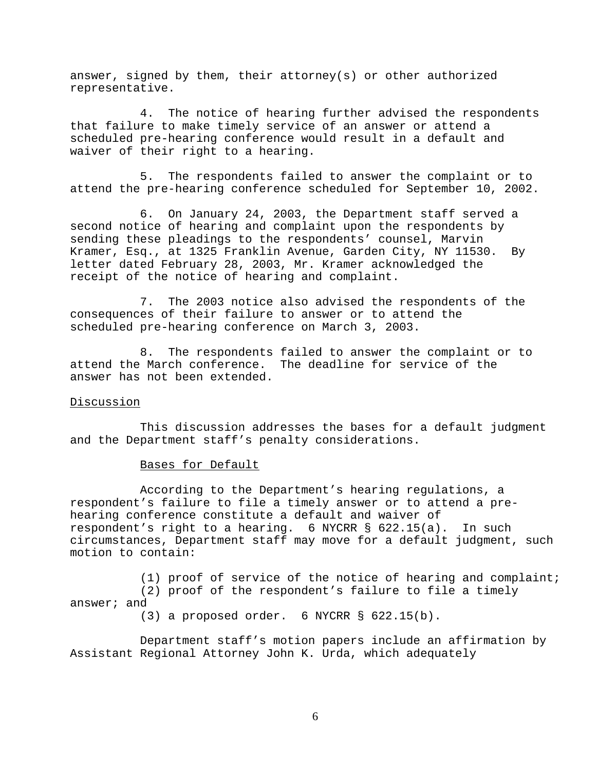answer, signed by them, their attorney(s) or other authorized representative.

4. The notice of hearing further advised the respondents that failure to make timely service of an answer or attend a scheduled pre-hearing conference would result in a default and waiver of their right to a hearing.

5. The respondents failed to answer the complaint or to attend the pre-hearing conference scheduled for September 10, 2002.

6. On January 24, 2003, the Department staff served a second notice of hearing and complaint upon the respondents by sending these pleadings to the respondents' counsel, Marvin Kramer, Esq., at 1325 Franklin Avenue, Garden City, NY 11530. By letter dated February 28, 2003, Mr. Kramer acknowledged the receipt of the notice of hearing and complaint.

7. The 2003 notice also advised the respondents of the consequences of their failure to answer or to attend the scheduled pre-hearing conference on March 3, 2003.

8. The respondents failed to answer the complaint or to attend the March conference. The deadline for service of the answer has not been extended.

## Discussion

This discussion addresses the bases for a default judgment and the Department staff's penalty considerations.

### Bases for Default

According to the Department's hearing regulations, a respondent's failure to file a timely answer or to attend a pre-hearing conference constitute a default and waiver of respondent's right to a hearing. 6 NYCRR § 622.15(a). In such circumstances, Department staff may move for a default judgment, such motion to contain:

(1) proof of service of the notice of hearing and complaint;
(2) proof of the respondent's failure to file a timely answer; and
(3) a proposed order. 6 NYCRR § 622.15(b).

Department staff's motion papers include an affirmation by Assistant Regional Attorney John K. Urda, which adequately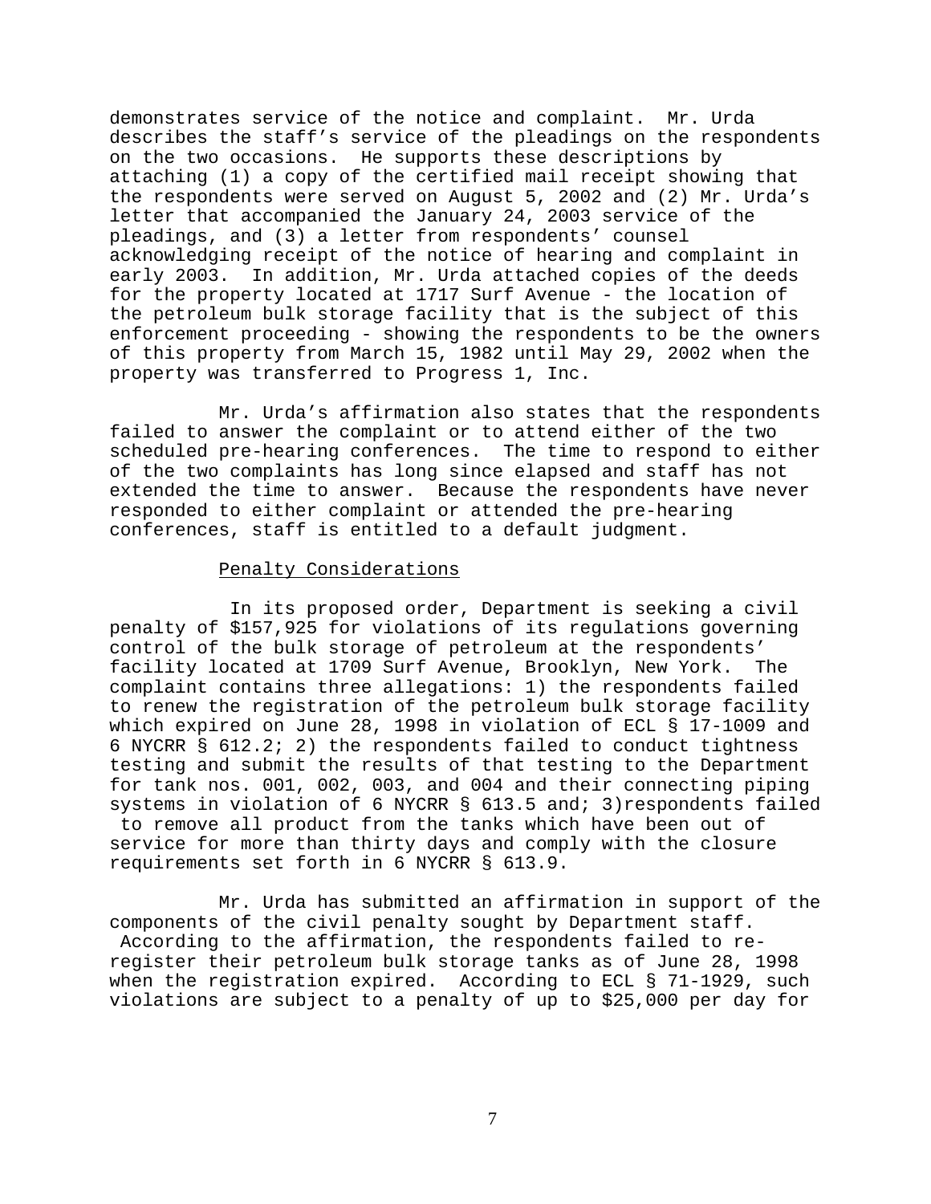demonstrates service of the notice and complaint. Mr. Urda describes the staff's service of the pleadings on the respondents on the two occasions. He supports these descriptions by attaching (1) a copy of the certified mail receipt showing that the respondents were served on August 5, 2002 and (2) Mr. Urda's letter that accompanied the January 24, 2003 service of the pleadings, and (3) a letter from respondents' counsel acknowledging receipt of the notice of hearing and complaint in early 2003. In addition, Mr. Urda attached copies of the deeds for the property located at 1717 Surf Avenue - the location of the petroleum bulk storage facility that is the subject of this enforcement proceeding - showing the respondents to be the owners of this property from March 15, 1982 until May 29, 2002 when the property was transferred to Progress 1, Inc.

Mr. Urda's affirmation also states that the respondents failed to answer the complaint or to attend either of the two scheduled pre-hearing conferences. The time to respond to either of the two complaints has long since elapsed and staff has not extended the time to answer. Because the respondents have never responded to either complaint or attended the pre-hearing conferences, staff is entitled to a default judgment.

Penalty Considerations

In its proposed order, Department is seeking a civil penalty of $157,925 for violations of its regulations governing control of the bulk storage of petroleum at the respondents' facility located at 1709 Surf Avenue, Brooklyn, New York. The complaint contains three allegations: 1) the respondents failed to renew the registration of the petroleum bulk storage facility which expired on June 28, 1998 in violation of ECL § 17-1009 and 6 NYCRR § 612.2; 2) the respondents failed to conduct tightness testing and submit the results of that testing to the Department for tank nos. 001, 002, 003, and 004 and their connecting piping systems in violation of 6 NYCRR § 613.5 and; 3)respondents failed to remove all product from the tanks which have been out of service for more than thirty days and comply with the closure requirements set forth in 6 NYCRR § 613.9.

Mr. Urda has submitted an affirmation in support of the components of the civil penalty sought by Department staff. According to the affirmation, the respondents failed to re-register their petroleum bulk storage tanks as of June 28, 1998 when the registration expired. According to ECL § 71-1929, such violations are subject to a penalty of up to $25,000 per day for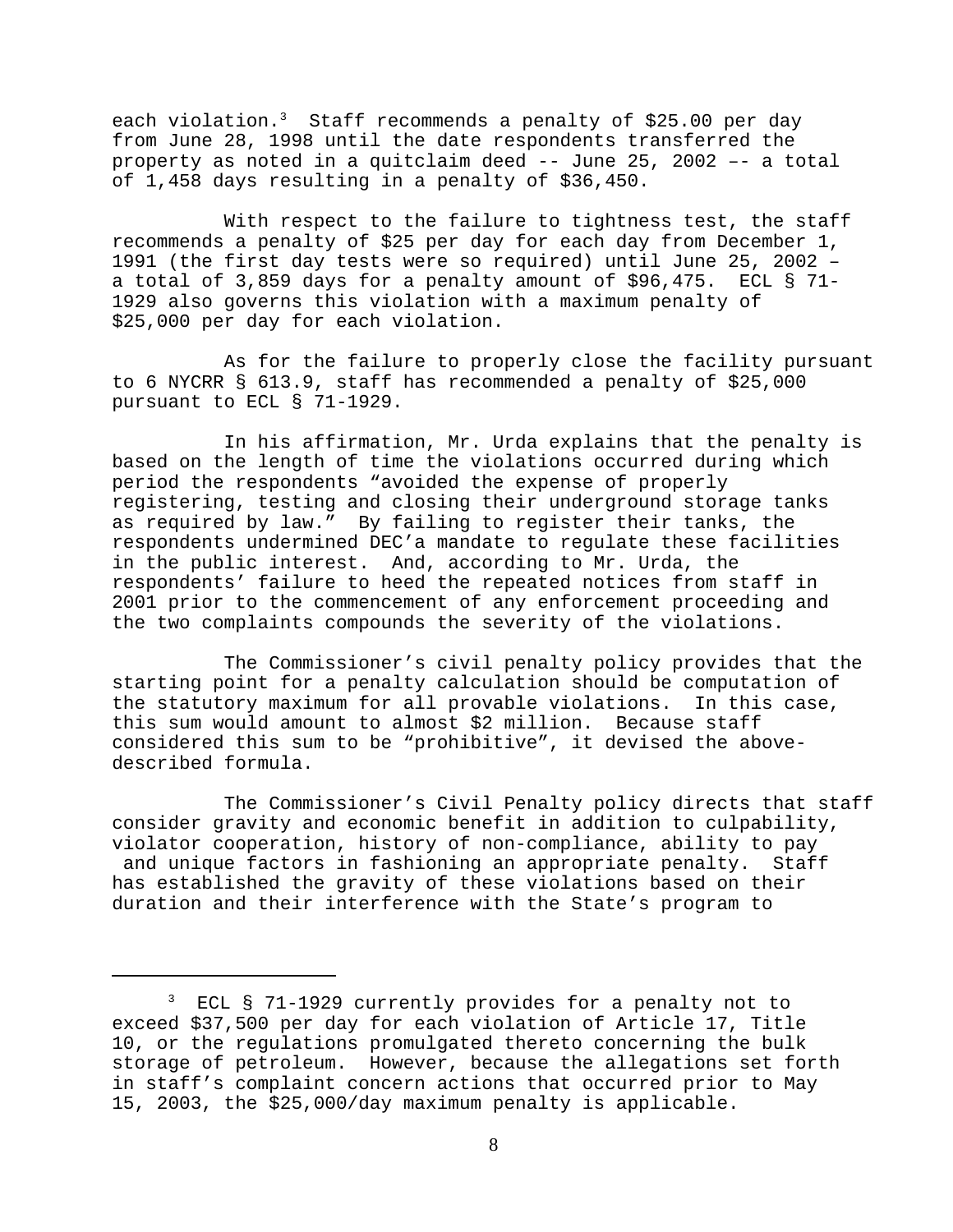each violation.[3] Staff recommends a penalty of $25.00 per day from June 28, 1998 until the date respondents transferred the property as noted in a quitclaim deed -- June 25, 2002 –- a total of 1,458 days resulting in a penalty of $36,450.

With respect to the failure to tightness test, the staff recommends a penalty of $25 per day for each day from December 1, 1991 (the first day tests were so required) until June 25, 2002 – a total of 3,859 days for a penalty amount of $96,475. ECL § 71-1929 also governs this violation with a maximum penalty of $25,000 per day for each violation.

As for the failure to properly close the facility pursuant to 6 NYCRR § 613.9, staff has recommended a penalty of $25,000 pursuant to ECL § 71-1929.

In his affirmation, Mr. Urda explains that the penalty is based on the length of time the violations occurred during which period the respondents "avoided the expense of properly registering, testing and closing their underground storage tanks as required by law." By failing to register their tanks, the respondents undermined DEC'a mandate to regulate these facilities in the public interest. And, according to Mr. Urda, the respondents' failure to heed the repeated notices from staff in 2001 prior to the commencement of any enforcement proceeding and the two complaints compounds the severity of the violations.

The Commissioner's civil penalty policy provides that the starting point for a penalty calculation should be computation of the statutory maximum for all provable violations. In this case, this sum would amount to almost $2 million. Because staff considered this sum to be "prohibitive", it devised the above-described formula.

The Commissioner's Civil Penalty policy directs that staff consider gravity and economic benefit in addition to culpability, violator cooperation, history of non-compliance, ability to pay and unique factors in fashioning an appropriate penalty. Staff has established the gravity of these violations based on their duration and their interference with the State's program to

---

[3] ECL § 71-1929 currently provides for a penalty not to exceed $37,500 per day for each violation of Article 17, Title 10, or the regulations promulgated thereto concerning the bulk storage of petroleum. However, because the allegations set forth in staff's complaint concern actions that occurred prior to May 15, 2003, the $25,000/day maximum penalty is applicable.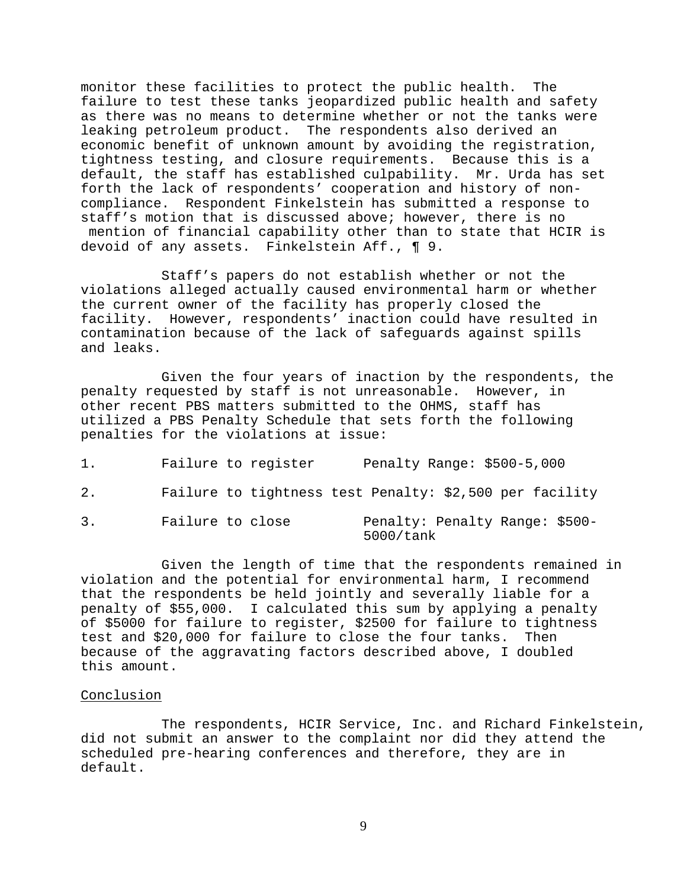monitor these facilities to protect the public health. The failure to test these tanks jeopardized public health and safety as there was no means to determine whether or not the tanks were leaking petroleum product. The respondents also derived an economic benefit of unknown amount by avoiding the registration, tightness testing, and closure requirements. Because this is a default, the staff has established culpability. Mr. Urda has set forth the lack of respondents' cooperation and history of non-compliance. Respondent Finkelstein has submitted a response to staff's motion that is discussed above; however, there is no mention of financial capability other than to state that HCIR is devoid of any assets. Finkelstein Aff., ¶ 9.

Staff's papers do not establish whether or not the violations alleged actually caused environmental harm or whether the current owner of the facility has properly closed the facility. However, respondents' inaction could have resulted in contamination because of the lack of safeguards against spills and leaks.

Given the four years of inaction by the respondents, the penalty requested by staff is not unreasonable. However, in other recent PBS matters submitted to the OHMS, staff has utilized a PBS Penalty Schedule that sets forth the following penalties for the violations at issue:

1. Failure to register Penalty Range: $500-5,000
2. Failure to tightness test Penalty: $2,500 per facility
3. Failure to close Penalty: Penalty Range: $500-5000/tank

Given the length of time that the respondents remained in violation and the potential for environmental harm, I recommend that the respondents be held jointly and severally liable for a penalty of $55,000. I calculated this sum by applying a penalty of $5000 for failure to register, $2500 for failure to tightness test and $20,000 for failure to close the four tanks. Then because of the aggravating factors described above, I doubled this amount.

Conclusion

The respondents, HCIR Service, Inc. and Richard Finkelstein, did not submit an answer to the complaint nor did they attend the scheduled pre-hearing conferences and therefore, they are in default.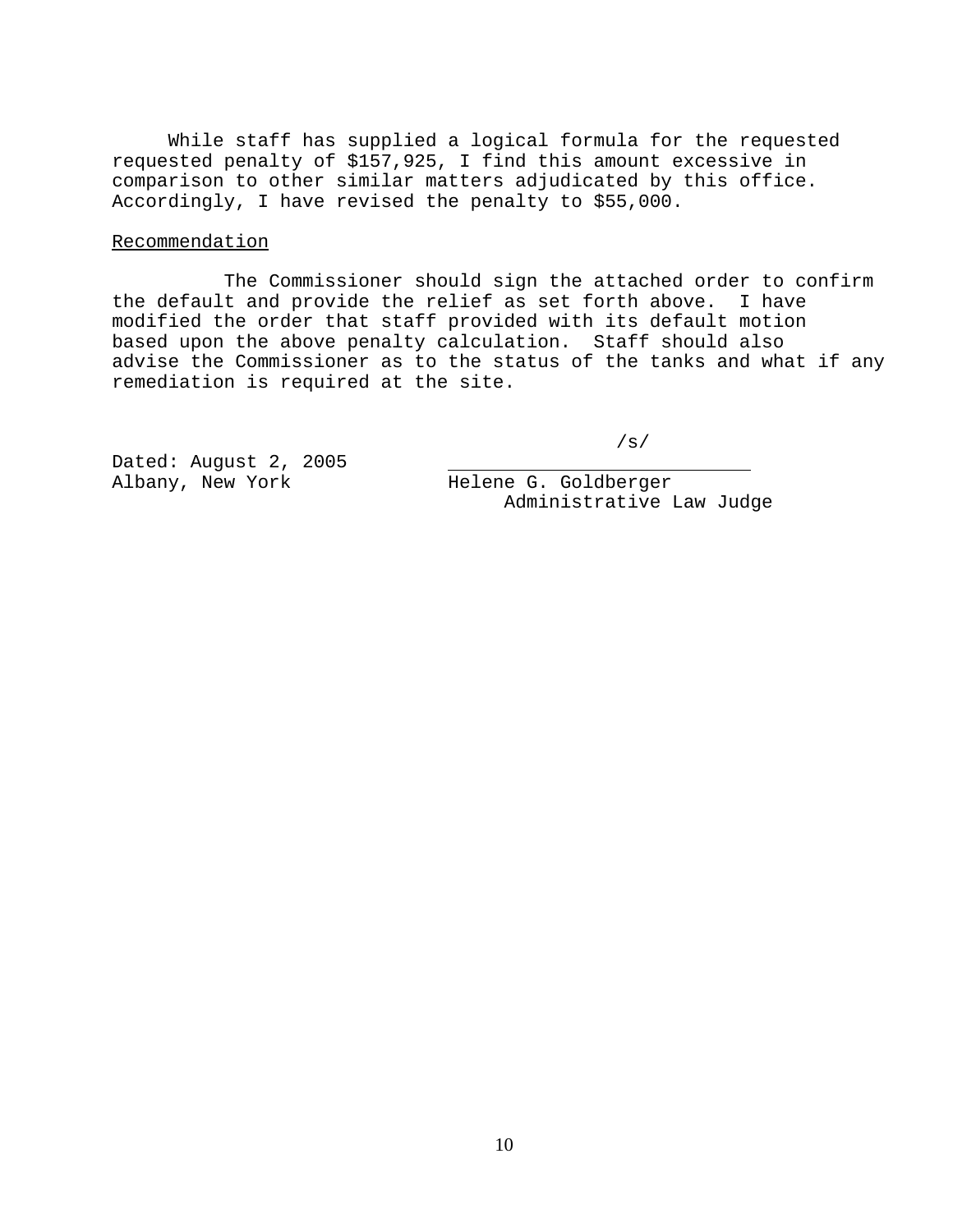While staff has supplied a logical formula for the requested requested penalty of $157,925, I find this amount excessive in comparison to other similar matters adjudicated by this office. Accordingly, I have revised the penalty to $55,000.

Recommendation

The Commissioner should sign the attached order to confirm the default and provide the relief as set forth above. I have modified the order that staff provided with its default motion based upon the above penalty calculation. Staff should also advise the Commissioner as to the status of the tanks and what if any remediation is required at the site.

/s/

Dated: August 2, 2005
Albany, New York

Helene G. Goldberger
Administrative Law Judge